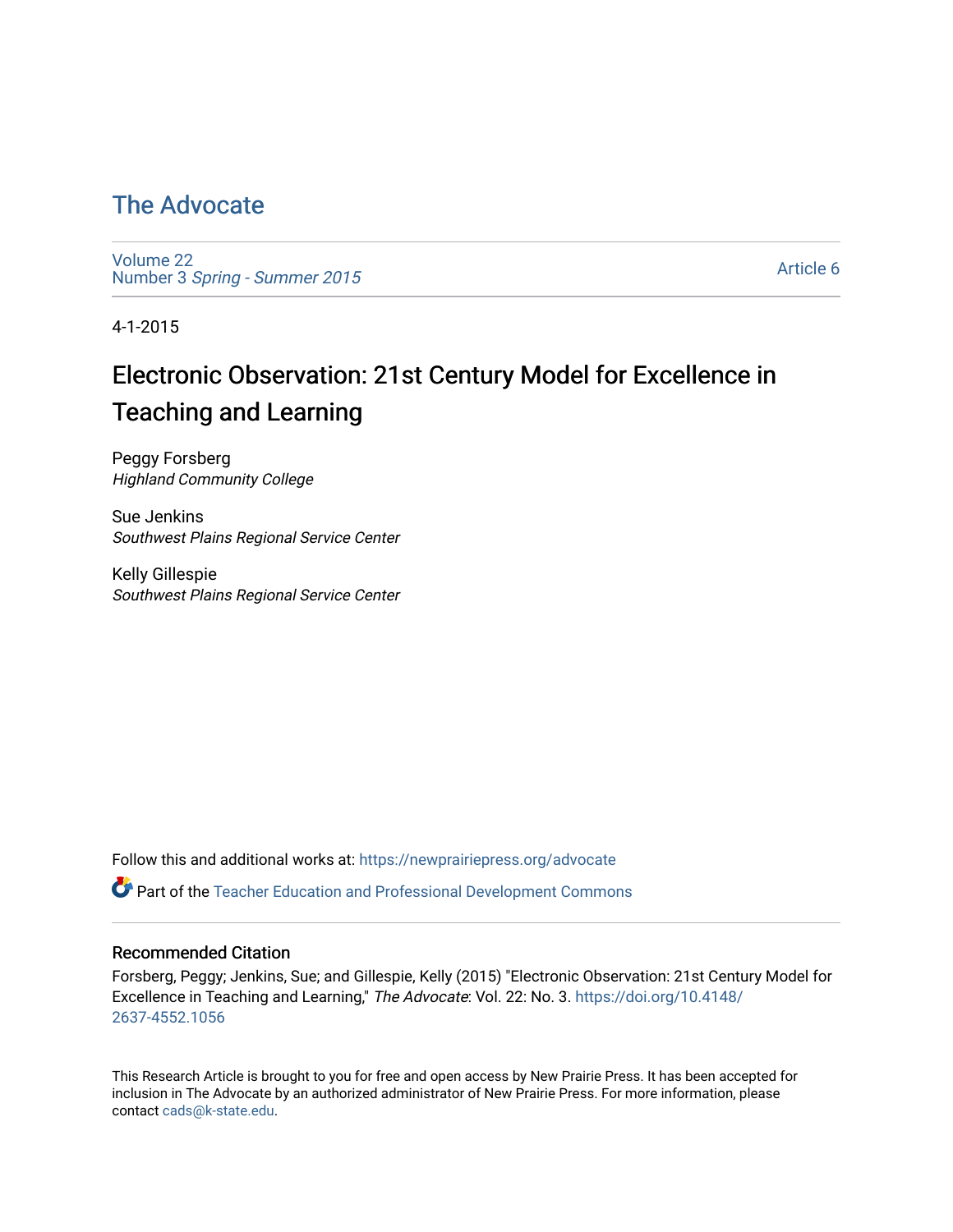# The Advocate

Volume 22
Number 3 *Spring - Summer 2015*

Article 6

4-1-2015

# Electronic Observation: 21st Century Model for Excellence in Teaching and Learning

Peggy Forsberg
*Highland Community College*

Sue Jenkins
*Southwest Plains Regional Service Center*

Kelly Gillespie
*Southwest Plains Regional Service Center*

Follow this and additional works at: https://newprairiepress.org/advocate

Part of the Teacher Education and Professional Development Commons

## Recommended Citation

Forsberg, Peggy; Jenkins, Sue; and Gillespie, Kelly (2015) "Electronic Observation: 21st Century Model for Excellence in Teaching and Learning," *The Advocate*: Vol. 22: No. 3. https://doi.org/10.4148/2637-4552.1056

This Research Article is brought to you for free and open access by New Prairie Press. It has been accepted for inclusion in The Advocate by an authorized administrator of New Prairie Press. For more information, please contact cads@k-state.edu.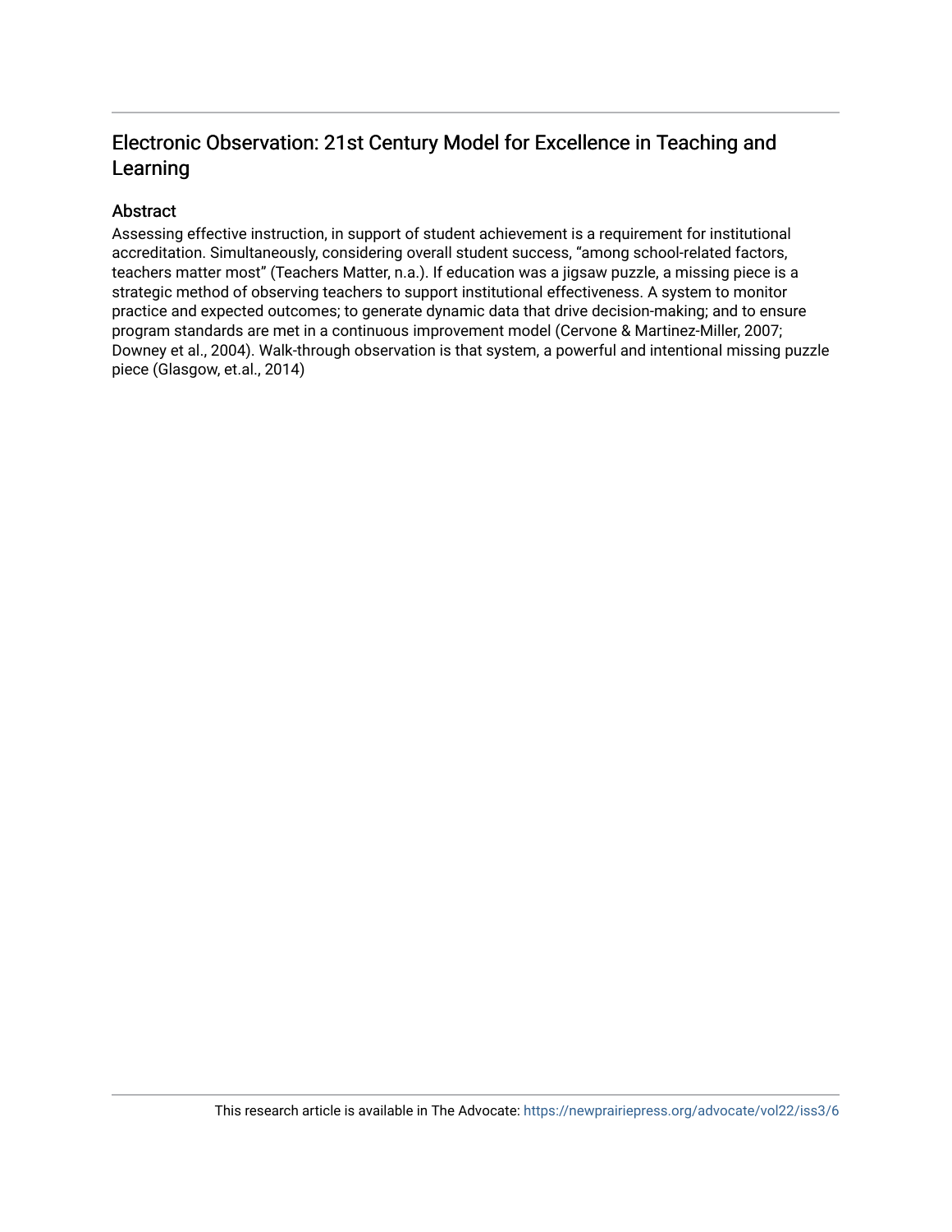# Electronic Observation: 21st Century Model for Excellence in Teaching and Learning

## Abstract

Assessing effective instruction, in support of student achievement is a requirement for institutional accreditation. Simultaneously, considering overall student success, "among school-related factors, teachers matter most" (Teachers Matter, n.a.). If education was a jigsaw puzzle, a missing piece is a strategic method of observing teachers to support institutional effectiveness. A system to monitor practice and expected outcomes; to generate dynamic data that drive decision-making; and to ensure program standards are met in a continuous improvement model (Cervone & Martinez-Miller, 2007; Downey et al., 2004). Walk-through observation is that system, a powerful and intentional missing puzzle piece (Glasgow, et.al., 2014)

This research article is available in The Advocate: https://newprairiepress.org/advocate/vol22/iss3/6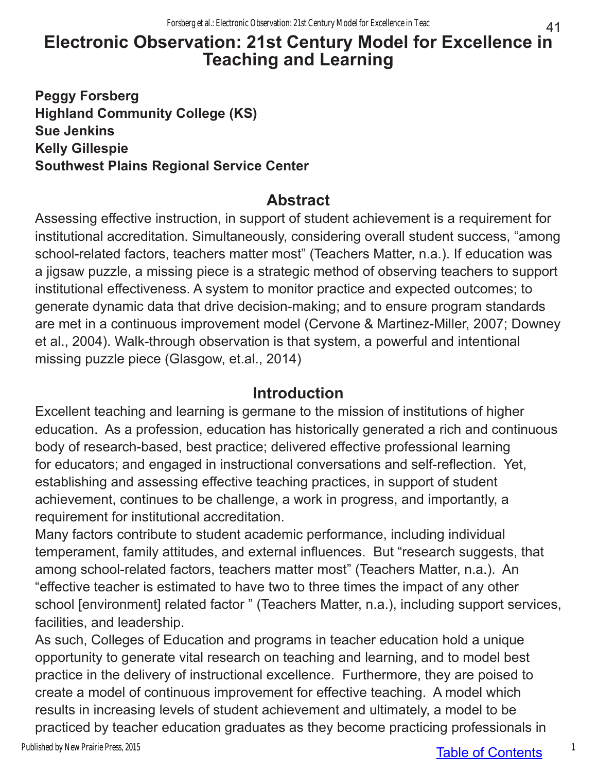# Electronic Observation: 21st Century Model for Excellence in Teaching and Learning

**Peggy Forsberg**
**Highland Community College (KS)**
**Sue Jenkins**
**Kelly Gillespie**
**Southwest Plains Regional Service Center**

## Abstract

Assessing effective instruction, in support of student achievement is a requirement for institutional accreditation. Simultaneously, considering overall student success, "among school-related factors, teachers matter most" (Teachers Matter, n.a.). If education was a jigsaw puzzle, a missing piece is a strategic method of observing teachers to support institutional effectiveness. A system to monitor practice and expected outcomes; to generate dynamic data that drive decision-making; and to ensure program standards are met in a continuous improvement model (Cervone & Martinez-Miller, 2007; Downey et al., 2004). Walk-through observation is that system, a powerful and intentional missing puzzle piece (Glasgow, et.al., 2014)

## Introduction

Excellent teaching and learning is germane to the mission of institutions of higher education. As a profession, education has historically generated a rich and continuous body of research-based, best practice; delivered effective professional learning for educators; and engaged in instructional conversations and self-reflection. Yet, establishing and assessing effective teaching practices, in support of student achievement, continues to be challenge, a work in progress, and importantly, a requirement for institutional accreditation.

Many factors contribute to student academic performance, including individual temperament, family attitudes, and external influences. But "research suggests, that among school-related factors, teachers matter most" (Teachers Matter, n.a.). An "effective teacher is estimated to have two to three times the impact of any other school [environment] related factor " (Teachers Matter, n.a.), including support services, facilities, and leadership.

As such, Colleges of Education and programs in teacher education hold a unique opportunity to generate vital research on teaching and learning, and to model best practice in the delivery of instructional excellence. Furthermore, they are poised to create a model of continuous improvement for effective teaching. A model which results in increasing levels of student achievement and ultimately, a model to be practiced by teacher education graduates as they become practicing professionals in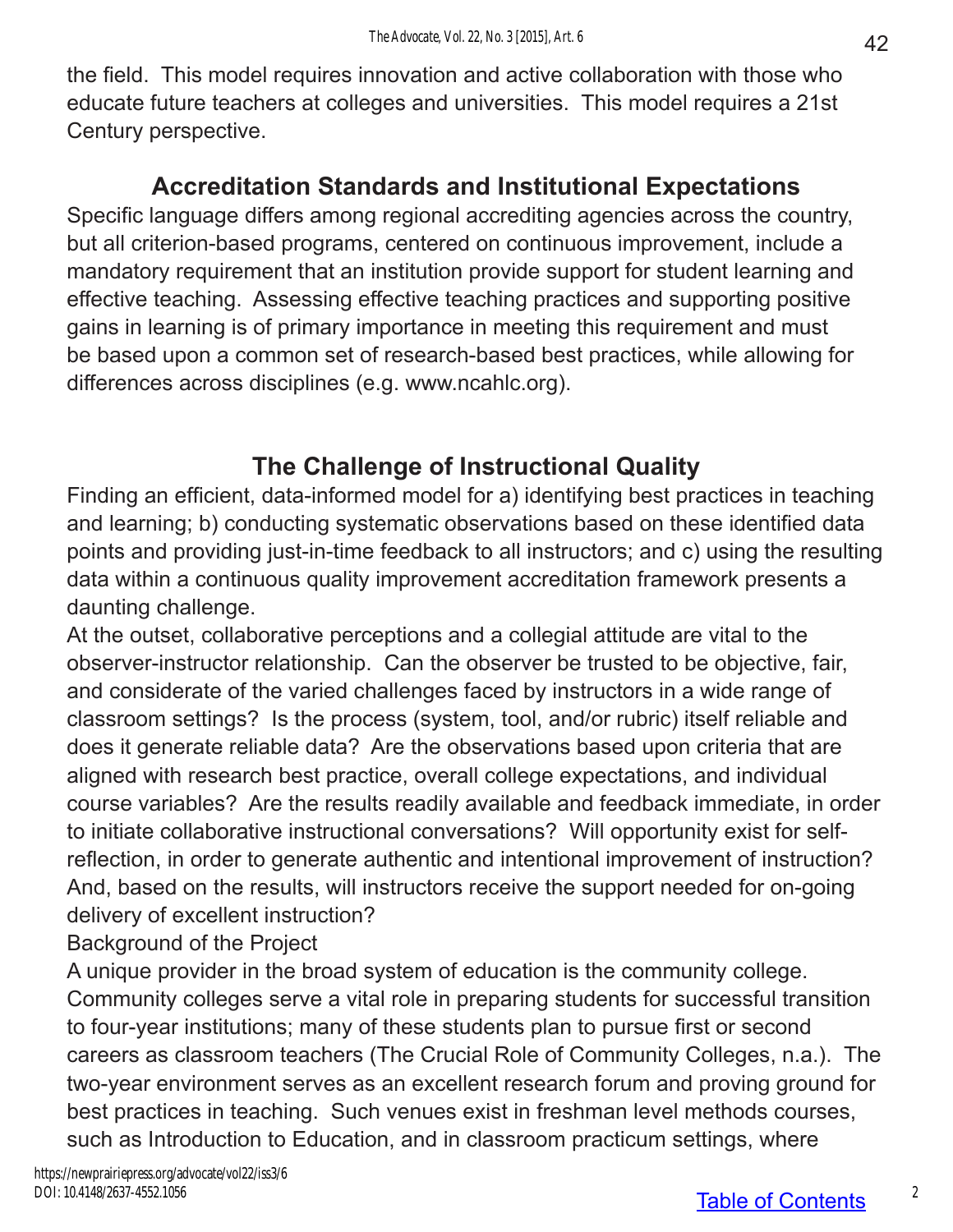the field. This model requires innovation and active collaboration with those who educate future teachers at colleges and universities. This model requires a 21st Century perspective.

## Accreditation Standards and Institutional Expectations

Specific language differs among regional accrediting agencies across the country, but all criterion-based programs, centered on continuous improvement, include a mandatory requirement that an institution provide support for student learning and effective teaching. Assessing effective teaching practices and supporting positive gains in learning is of primary importance in meeting this requirement and must be based upon a common set of research-based best practices, while allowing for differences across disciplines (e.g. www.ncahlc.org).

## The Challenge of Instructional Quality

Finding an efficient, data-informed model for a) identifying best practices in teaching and learning; b) conducting systematic observations based on these identified data points and providing just-in-time feedback to all instructors; and c) using the resulting data within a continuous quality improvement accreditation framework presents a daunting challenge.

At the outset, collaborative perceptions and a collegial attitude are vital to the observer-instructor relationship. Can the observer be trusted to be objective, fair, and considerate of the varied challenges faced by instructors in a wide range of classroom settings? Is the process (system, tool, and/or rubric) itself reliable and does it generate reliable data? Are the observations based upon criteria that are aligned with research best practice, overall college expectations, and individual course variables? Are the results readily available and feedback immediate, in order to initiate collaborative instructional conversations? Will opportunity exist for self-reflection, in order to generate authentic and intentional improvement of instruction? And, based on the results, will instructors receive the support needed for on-going delivery of excellent instruction?

Background of the Project

A unique provider in the broad system of education is the community college. Community colleges serve a vital role in preparing students for successful transition to four-year institutions; many of these students plan to pursue first or second careers as classroom teachers (The Crucial Role of Community Colleges, n.a.). The two-year environment serves as an excellent research forum and proving ground for best practices in teaching. Such venues exist in freshman level methods courses, such as Introduction to Education, and in classroom practicum settings, where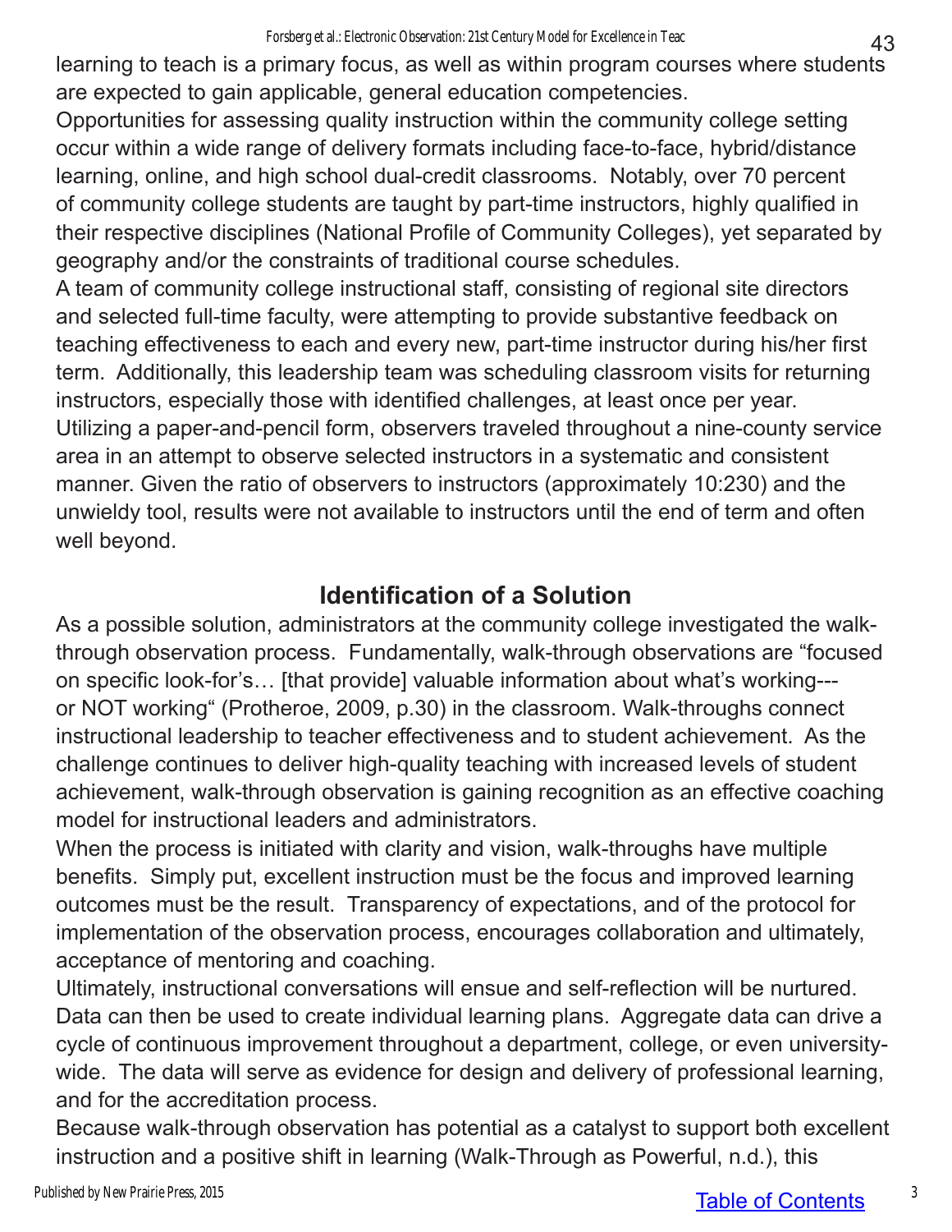learning to teach is a primary focus, as well as within program courses where students are expected to gain applicable, general education competencies.

Opportunities for assessing quality instruction within the community college setting occur within a wide range of delivery formats including face-to-face, hybrid/distance learning, online, and high school dual-credit classrooms. Notably, over 70 percent of community college students are taught by part-time instructors, highly qualified in their respective disciplines (National Profile of Community Colleges), yet separated by geography and/or the constraints of traditional course schedules.

A team of community college instructional staff, consisting of regional site directors and selected full-time faculty, were attempting to provide substantive feedback on teaching effectiveness to each and every new, part-time instructor during his/her first term. Additionally, this leadership team was scheduling classroom visits for returning instructors, especially those with identified challenges, at least once per year. Utilizing a paper-and-pencil form, observers traveled throughout a nine-county service area in an attempt to observe selected instructors in a systematic and consistent manner. Given the ratio of observers to instructors (approximately 10:230) and the unwieldy tool, results were not available to instructors until the end of term and often well beyond.

## Identification of a Solution

As a possible solution, administrators at the community college investigated the walk-through observation process. Fundamentally, walk-through observations are "focused on specific look-for's… [that provide] valuable information about what's working---or NOT working" (Protheroe, 2009, p.30) in the classroom. Walk-throughs connect instructional leadership to teacher effectiveness and to student achievement. As the challenge continues to deliver high-quality teaching with increased levels of student achievement, walk-through observation is gaining recognition as an effective coaching model for instructional leaders and administrators.

When the process is initiated with clarity and vision, walk-throughs have multiple benefits. Simply put, excellent instruction must be the focus and improved learning outcomes must be the result. Transparency of expectations, and of the protocol for implementation of the observation process, encourages collaboration and ultimately, acceptance of mentoring and coaching.

Ultimately, instructional conversations will ensue and self-reflection will be nurtured. Data can then be used to create individual learning plans. Aggregate data can drive a cycle of continuous improvement throughout a department, college, or even university-wide. The data will serve as evidence for design and delivery of professional learning, and for the accreditation process.

Because walk-through observation has potential as a catalyst to support both excellent instruction and a positive shift in learning (Walk-Through as Powerful, n.d.), this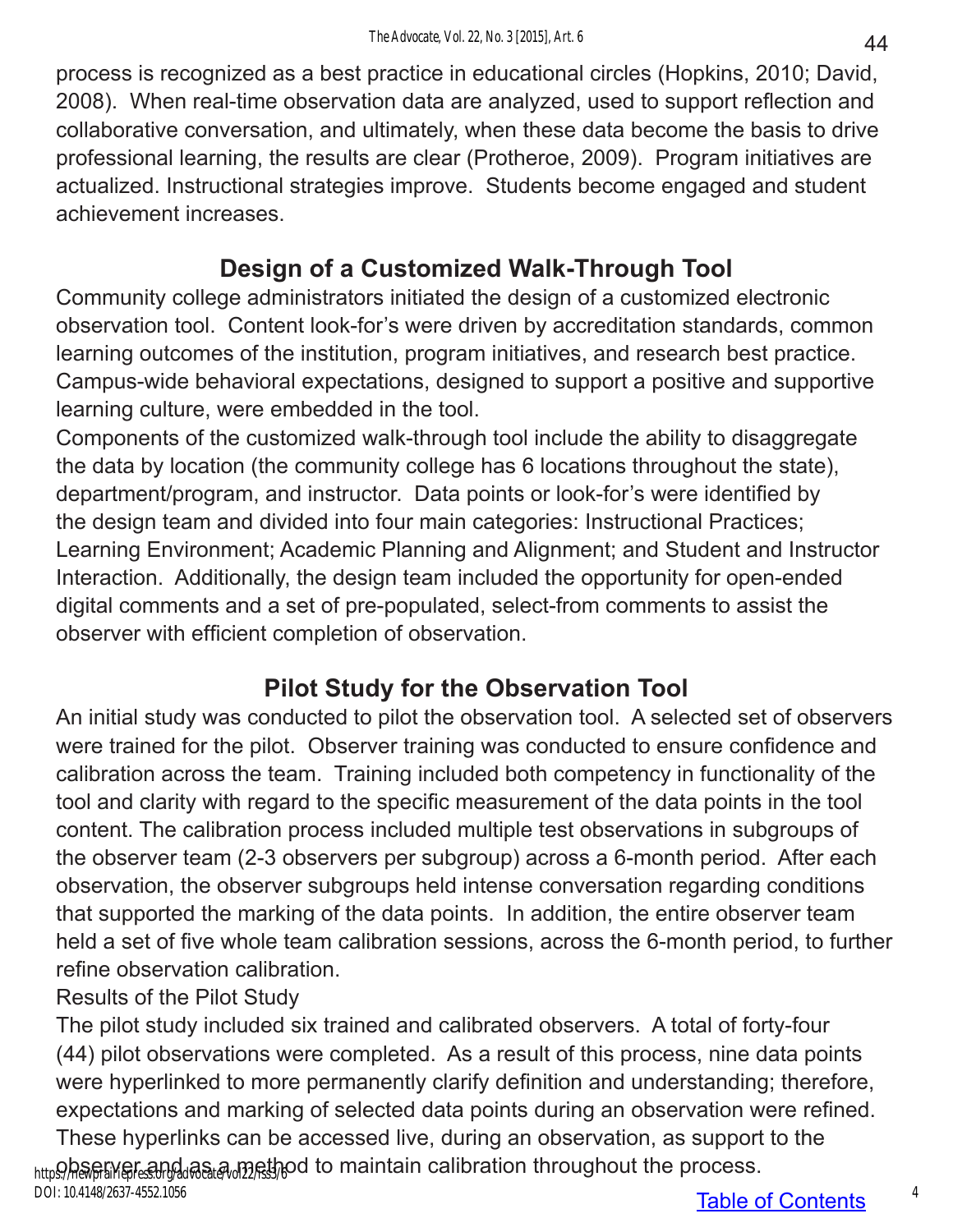process is recognized as a best practice in educational circles (Hopkins, 2010; David, 2008). When real-time observation data are analyzed, used to support reflection and collaborative conversation, and ultimately, when these data become the basis to drive professional learning, the results are clear (Protheroe, 2009). Program initiatives are actualized. Instructional strategies improve. Students become engaged and student achievement increases.

## Design of a Customized Walk-Through Tool

Community college administrators initiated the design of a customized electronic observation tool. Content look-for's were driven by accreditation standards, common learning outcomes of the institution, program initiatives, and research best practice. Campus-wide behavioral expectations, designed to support a positive and supportive learning culture, were embedded in the tool.

Components of the customized walk-through tool include the ability to disaggregate the data by location (the community college has 6 locations throughout the state), department/program, and instructor. Data points or look-for's were identified by the design team and divided into four main categories: Instructional Practices; Learning Environment; Academic Planning and Alignment; and Student and Instructor Interaction. Additionally, the design team included the opportunity for open-ended digital comments and a set of pre-populated, select-from comments to assist the observer with efficient completion of observation.

## Pilot Study for the Observation Tool

An initial study was conducted to pilot the observation tool. A selected set of observers were trained for the pilot. Observer training was conducted to ensure confidence and calibration across the team. Training included both competency in functionality of the tool and clarity with regard to the specific measurement of the data points in the tool content. The calibration process included multiple test observations in subgroups of the observer team (2-3 observers per subgroup) across a 6-month period. After each observation, the observer subgroups held intense conversation regarding conditions that supported the marking of the data points. In addition, the entire observer team held a set of five whole team calibration sessions, across the 6-month period, to further refine observation calibration.

Results of the Pilot Study

The pilot study included six trained and calibrated observers. A total of forty-four (44) pilot observations were completed. As a result of this process, nine data points were hyperlinked to more permanently clarify definition and understanding; therefore, expectations and marking of selected data points during an observation were refined. These hyperlinks can be accessed live, during an observation, as support to the observer and as a method to maintain calibration throughout the process.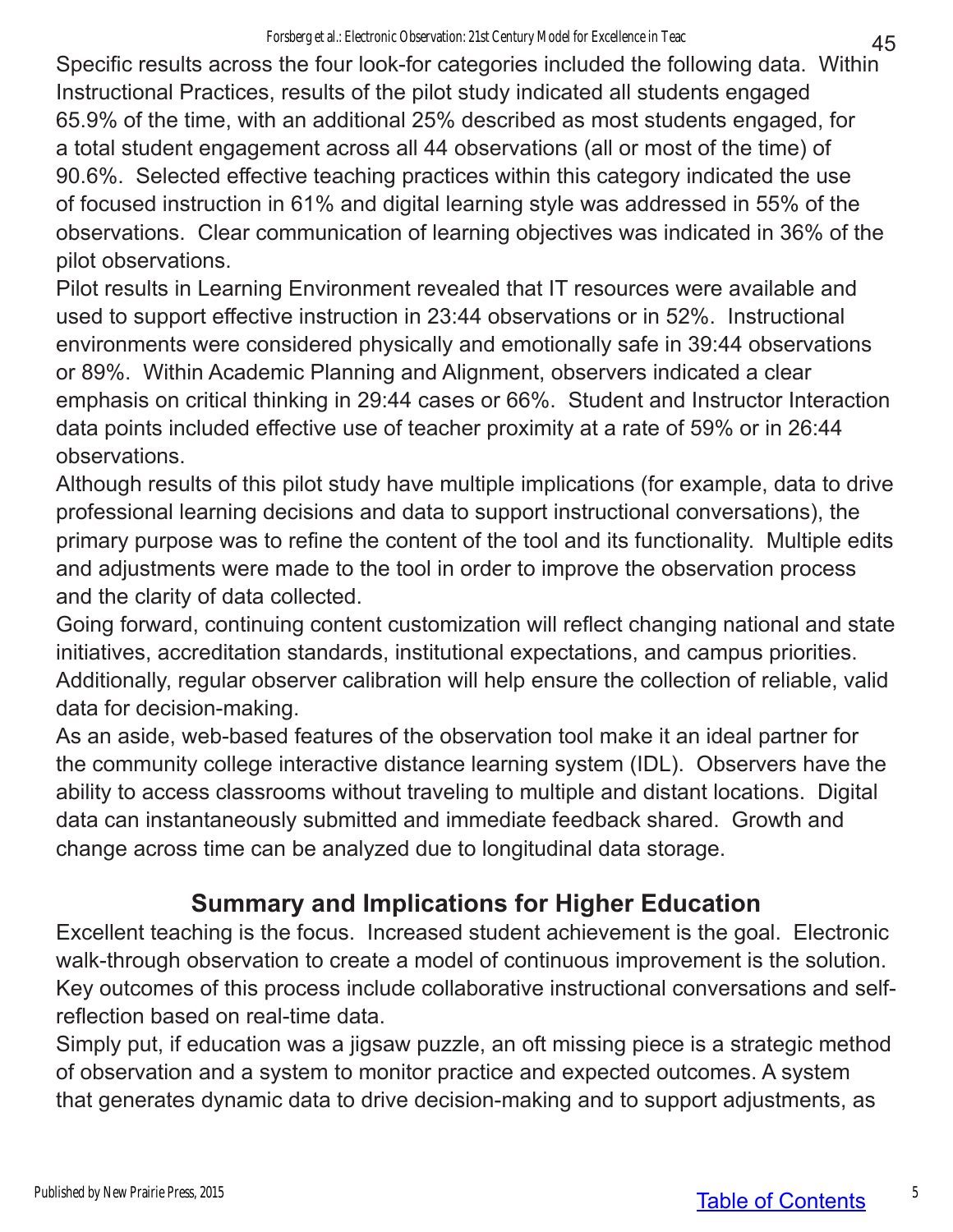Specific results across the four look-for categories included the following data. Within Instructional Practices, results of the pilot study indicated all students engaged 65.9% of the time, with an additional 25% described as most students engaged, for a total student engagement across all 44 observations (all or most of the time) of 90.6%. Selected effective teaching practices within this category indicated the use of focused instruction in 61% and digital learning style was addressed in 55% of the observations. Clear communication of learning objectives was indicated in 36% of the pilot observations.

Pilot results in Learning Environment revealed that IT resources were available and used to support effective instruction in 23:44 observations or in 52%. Instructional environments were considered physically and emotionally safe in 39:44 observations or 89%. Within Academic Planning and Alignment, observers indicated a clear emphasis on critical thinking in 29:44 cases or 66%. Student and Instructor Interaction data points included effective use of teacher proximity at a rate of 59% or in 26:44 observations.

Although results of this pilot study have multiple implications (for example, data to drive professional learning decisions and data to support instructional conversations), the primary purpose was to refine the content of the tool and its functionality. Multiple edits and adjustments were made to the tool in order to improve the observation process and the clarity of data collected.

Going forward, continuing content customization will reflect changing national and state initiatives, accreditation standards, institutional expectations, and campus priorities. Additionally, regular observer calibration will help ensure the collection of reliable, valid data for decision-making.

As an aside, web-based features of the observation tool make it an ideal partner for the community college interactive distance learning system (IDL). Observers have the ability to access classrooms without traveling to multiple and distant locations. Digital data can instantaneously submitted and immediate feedback shared. Growth and change across time can be analyzed due to longitudinal data storage.

## Summary and Implications for Higher Education

Excellent teaching is the focus. Increased student achievement is the goal. Electronic walk-through observation to create a model of continuous improvement is the solution. Key outcomes of this process include collaborative instructional conversations and self-reflection based on real-time data.

Simply put, if education was a jigsaw puzzle, an oft missing piece is a strategic method of observation and a system to monitor practice and expected outcomes. A system that generates dynamic data to drive decision-making and to support adjustments, as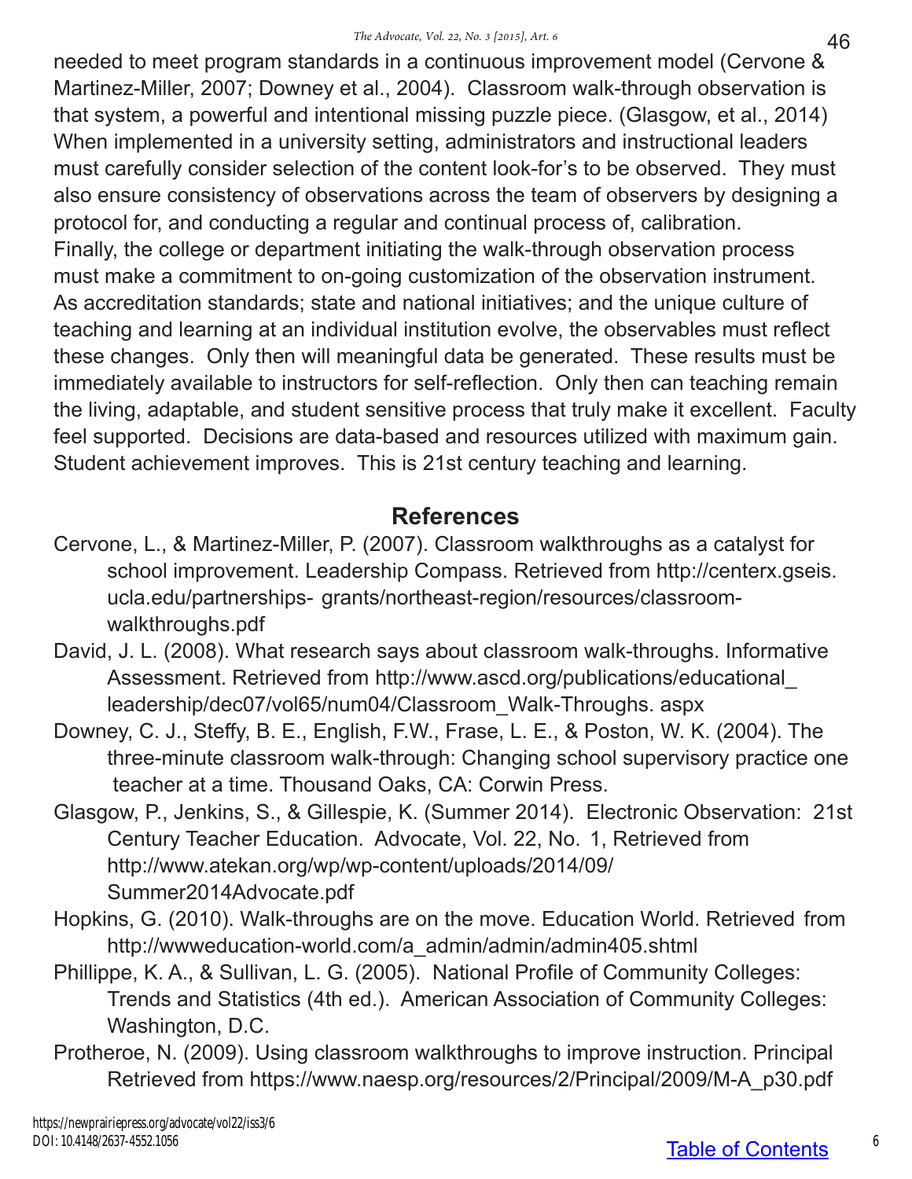needed to meet program standards in a continuous improvement model (Cervone & Martinez-Miller, 2007; Downey et al., 2004). Classroom walk-through observation is that system, a powerful and intentional missing puzzle piece. (Glasgow, et al., 2014) When implemented in a university setting, administrators and instructional leaders must carefully consider selection of the content look-for's to be observed. They must also ensure consistency of observations across the team of observers by designing a protocol for, and conducting a regular and continual process of, calibration. Finally, the college or department initiating the walk-through observation process must make a commitment to on-going customization of the observation instrument. As accreditation standards; state and national initiatives; and the unique culture of teaching and learning at an individual institution evolve, the observables must reflect these changes. Only then will meaningful data be generated. These results must be immediately available to instructors for self-reflection. Only then can teaching remain the living, adaptable, and student sensitive process that truly make it excellent. Faculty feel supported. Decisions are data-based and resources utilized with maximum gain. Student achievement improves. This is 21st century teaching and learning.

## References

Cervone, L., & Martinez-Miller, P. (2007). Classroom walkthroughs as a catalyst for school improvement. Leadership Compass. Retrieved from http://centerx.gseis.ucla.edu/partnerships- grants/northeast-region/resources/classroom-walkthroughs.pdf

David, J. L. (2008). What research says about classroom walk-throughs. Informative Assessment. Retrieved from http://www.ascd.org/publications/educational_leadership/dec07/vol65/num04/Classroom_Walk-Throughs. aspx

Downey, C. J., Steffy, B. E., English, F.W., Frase, L. E., & Poston, W. K. (2004). The three-minute classroom walk-through: Changing school supervisory practice one teacher at a time. Thousand Oaks, CA: Corwin Press.

Glasgow, P., Jenkins, S., & Gillespie, K. (Summer 2014). Electronic Observation: 21st Century Teacher Education. Advocate, Vol. 22, No. 1, Retrieved from http://www.atekan.org/wp/wp-content/uploads/2014/09/Summer2014Advocate.pdf

Hopkins, G. (2010). Walk-throughs are on the move. Education World. Retrieved from http://wwweducation-world.com/a_admin/admin/admin405.shtml

Phillippe, K. A., & Sullivan, L. G. (2005). National Profile of Community Colleges: Trends and Statistics (4th ed.). American Association of Community Colleges: Washington, D.C.

Protheroe, N. (2009). Using classroom walkthroughs to improve instruction. Principal Retrieved from https://www.naesp.org/resources/2/Principal/2009/M-A_p30.pdf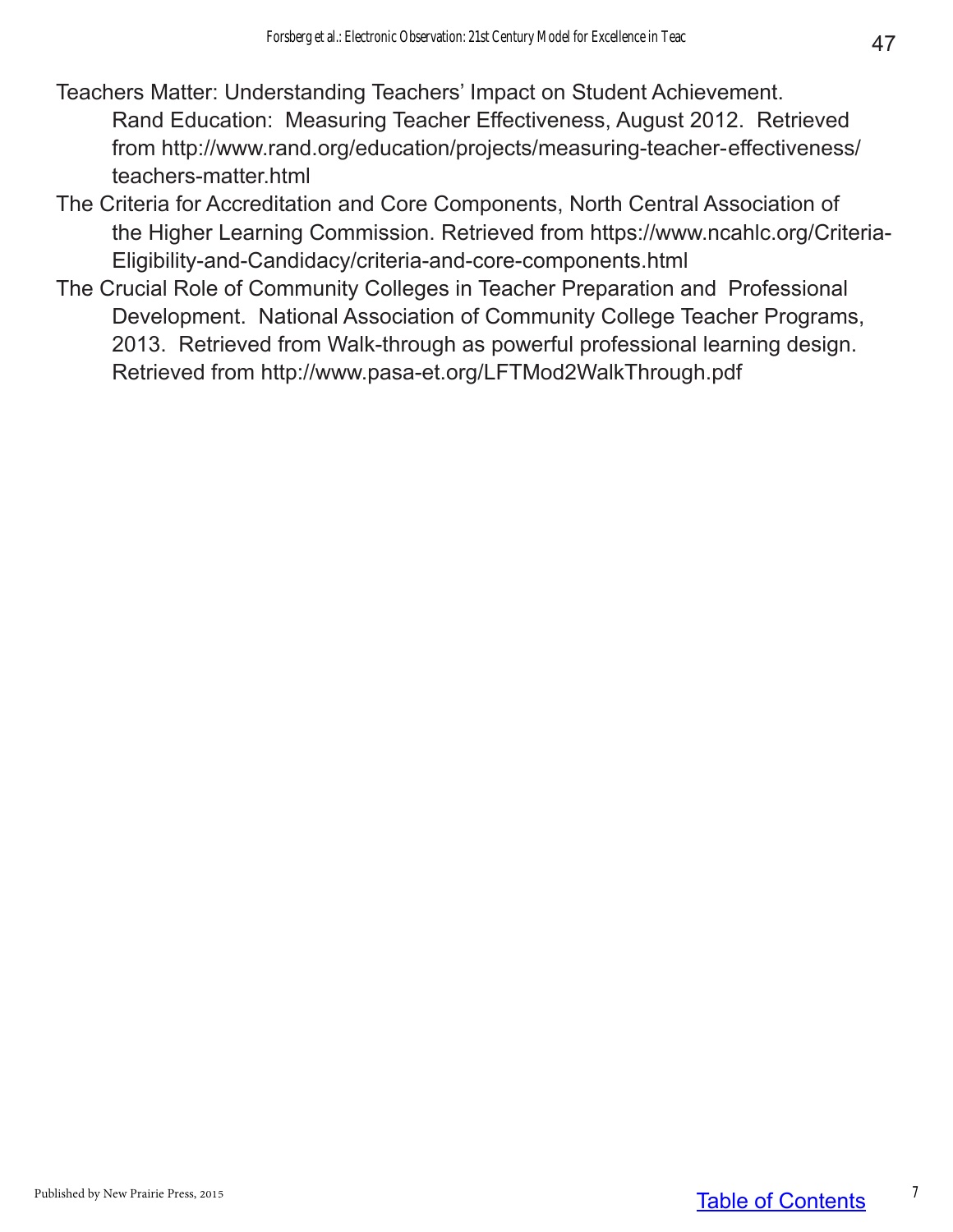Teachers Matter: Understanding Teachers' Impact on Student Achievement. Rand Education: Measuring Teacher Effectiveness, August 2012. Retrieved from http://www.rand.org/education/projects/measuring-teacher-effectiveness/teachers-matter.html

The Criteria for Accreditation and Core Components, North Central Association of the Higher Learning Commission. Retrieved from https://www.ncahlc.org/Criteria-Eligibility-and-Candidacy/criteria-and-core-components.html

The Crucial Role of Community Colleges in Teacher Preparation and Professional Development. National Association of Community College Teacher Programs, 2013. Retrieved from Walk-through as powerful professional learning design. Retrieved from http://www.pasa-et.org/LFTMod2WalkThrough.pdf